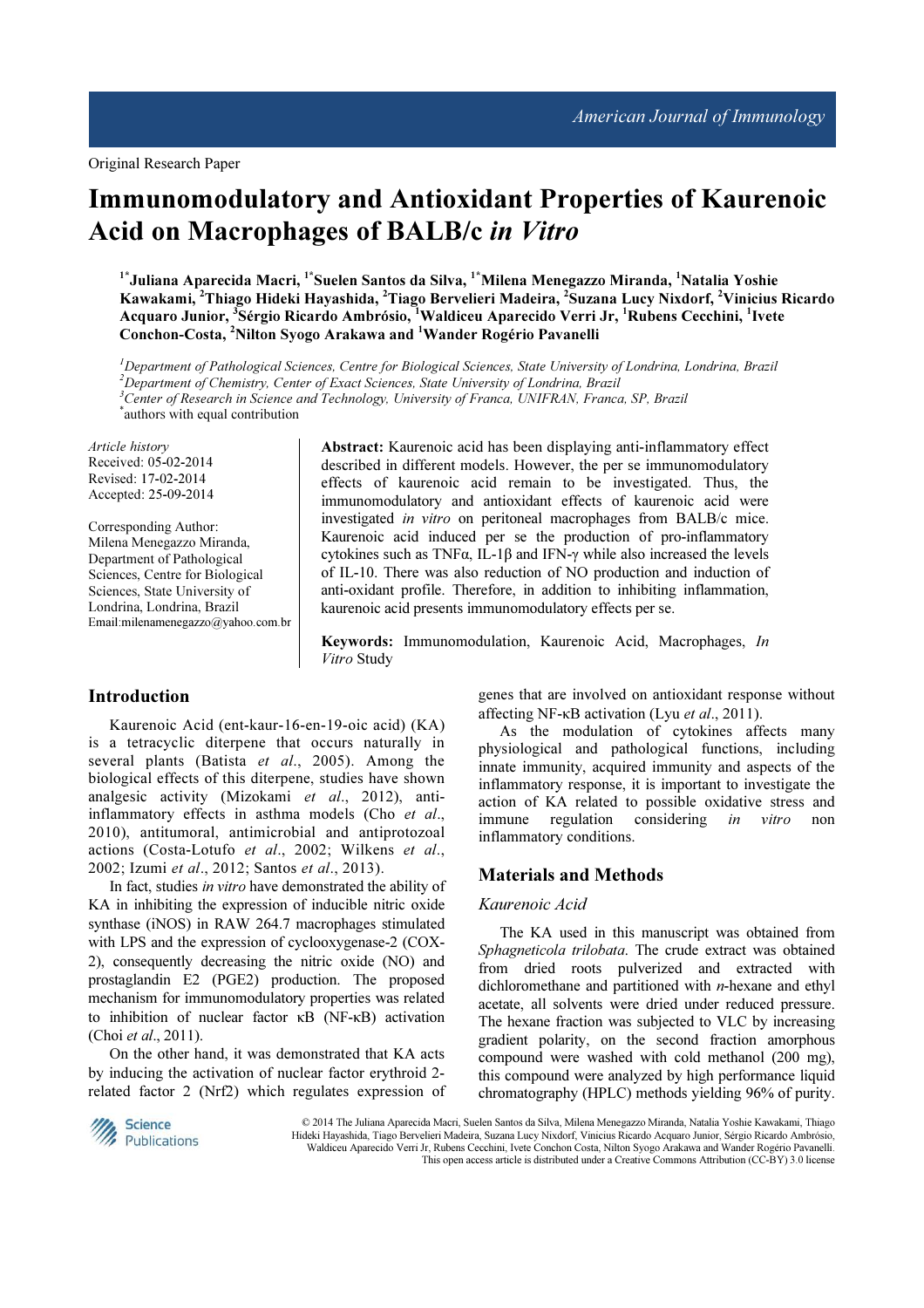Original Research Paper

# Immunomodulatory and Antioxidant Properties of Kaurenoic Acid on Macrophages of BALB/c *in Vitro*

**[1*]Juliana Aparecida Macri, [1*]Suelen Santos da Silva, [1*]Milena Menegazzo Miranda, [1]Natalia Yoshie Kawakami, [2]Thiago Hideki Hayashida, [2]Tiago Bervelieri Madeira, [2]Suzana Lucy Nixdorf, [2]Vinicius Ricardo Acquaro Junior, [3]Sérgio Ricardo Ambrósio, [1]Waldiceu Aparecido Verri Jr, [1]Rubens Cecchini, [1]Ivete Conchon-Costa, [2]Nilton Syogo Arakawa and [1]Wander Rogério Pavanelli**

[1]*Department of Pathological Sciences, Centre for Biological Sciences, State University of Londrina, Londrina, Brazil*
[2]*Department of Chemistry, Center of Exact Sciences, State University of Londrina, Brazil*
[3]*Center of Research in Science and Technology, University of Franca, UNIFRAN, Franca, SP, Brazil*
[*]authors with equal contribution

*Article history*
Received: 05-02-2014
Revised: 17-02-2014
Accepted: 25-09-2014

Corresponding Author:
Milena Menegazzo Miranda,
Department of Pathological Sciences, Centre for Biological Sciences, State University of Londrina, Londrina, Brazil
Email:milenamenegazzo@yahoo.com.br

**Abstract:** Kaurenoic acid has been displaying anti-inflammatory effect described in different models. However, the per se immunomodulatory effects of kaurenoic acid remain to be investigated. Thus, the immunomodulatory and antioxidant effects of kaurenoic acid were investigated *in vitro* on peritoneal macrophages from BALB/c mice. Kaurenoic acid induced per se the production of pro-inflammatory cytokines such as TNFα, IL-1β and IFN-γ while also increased the levels of IL-10. There was also reduction of NO production and induction of anti-oxidant profile. Therefore, in addition to inhibiting inflammation, kaurenoic acid presents immunomodulatory effects per se.

**Keywords:** Immunomodulation, Kaurenoic Acid, Macrophages, *In Vitro* Study

## Introduction

Kaurenoic Acid (ent-kaur-16-en-19-oic acid) (KA) is a tetracyclic diterpene that occurs naturally in several plants (Batista *et al*., 2005). Among the biological effects of this diterpene, studies have shown analgesic activity (Mizokami *et al*., 2012), anti-inflammatory effects in asthma models (Cho *et al*., 2010), antitumoral, antimicrobial and antiprotozoal actions (Costa-Lotufo *et al*., 2002; Wilkens *et al*., 2002; Izumi *et al*., 2012; Santos *et al*., 2013).

In fact, studies *in vitro* have demonstrated the ability of KA in inhibiting the expression of inducible nitric oxide synthase (iNOS) in RAW 264.7 macrophages stimulated with LPS and the expression of cyclooxygenase-2 (COX-2), consequently decreasing the nitric oxide (NO) and prostaglandin E2 (PGE2) production. The proposed mechanism for immunomodulatory properties was related to inhibition of nuclear factor κB (NF-κB) activation (Choi *et al*., 2011).

On the other hand, it was demonstrated that KA acts by inducing the activation of nuclear factor erythroid 2-related factor 2 (Nrf2) which regulates expression of genes that are involved on antioxidant response without affecting NF-κB activation (Lyu *et al*., 2011).

As the modulation of cytokines affects many physiological and pathological functions, including innate immunity, acquired immunity and aspects of the inflammatory response, it is important to investigate the action of KA related to possible oxidative stress and immune regulation considering *in vitro* non inflammatory conditions.

## Materials and Methods

### *Kaurenoic Acid*

The KA used in this manuscript was obtained from *Sphagneticola trilobata*. The crude extract was obtained from dried roots pulverized and extracted with dichloromethane and partitioned with *n*-hexane and ethyl acetate, all solvents were dried under reduced pressure. The hexane fraction was subjected to VLC by increasing gradient polarity, on the second fraction amorphous compound were washed with cold methanol (200 mg), this compound were analyzed by high performance liquid chromatography (HPLC) methods yielding 96% of purity.

© 2014 The Juliana Aparecida Macri, Suelen Santos da Silva, Milena Menegazzo Miranda, Natalia Yoshie Kawakami, Thiago Hideki Hayashida, Tiago Bervelieri Madeira, Suzana Lucy Nixdorf, Vinicius Ricardo Acquaro Junior, Sérgio Ricardo Ambrósio, Waldiceu Aparecido Verri Jr, Rubens Cecchini, Ivete Conchon Costa, Nilton Syogo Arakawa and Wander Rogério Pavanelli. This open access article is distributed under a Creative Commons Attribution (CC-BY) 3.0 license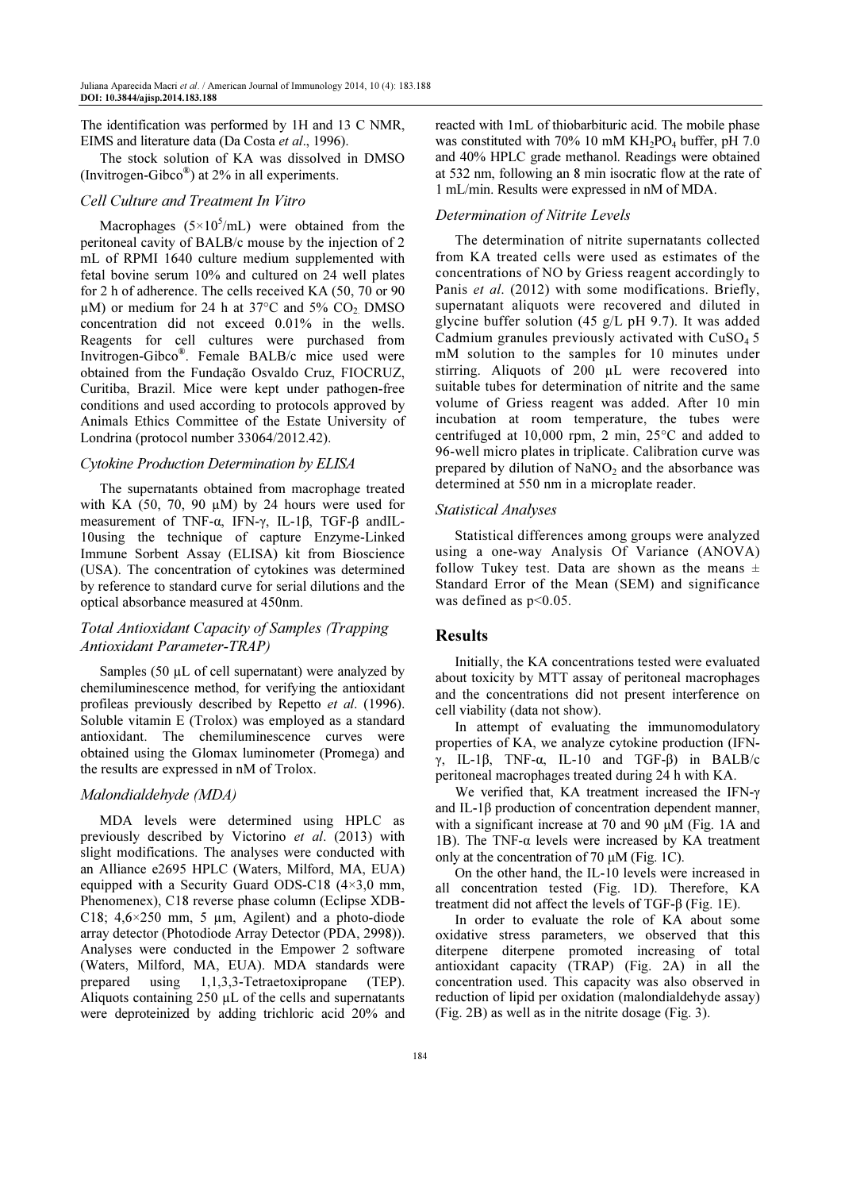The identification was performed by 1H and 13 C NMR, EIMS and literature data (Da Costa *et al*., 1996).

The stock solution of KA was dissolved in DMSO (Invitrogen-Gibco®) at 2% in all experiments.

### Cell Culture and Treatment In Vitro

Macrophages ($5\times10^5$/mL) were obtained from the peritoneal cavity of BALB/c mouse by the injection of 2 mL of RPMI 1640 culture medium supplemented with fetal bovine serum 10% and cultured on 24 well plates for 2 h of adherence. The cells received KA (50, 70 or 90 μM) or medium for 24 h at 37°C and 5% $CO_2$. DMSO concentration did not exceed 0.01% in the wells. Reagents for cell cultures were purchased from Invitrogen-Gibco®. Female BALB/c mice used were obtained from the Fundação Osvaldo Cruz, FIOCRUZ, Curitiba, Brazil. Mice were kept under pathogen-free conditions and used according to protocols approved by Animals Ethics Committee of the Estate University of Londrina (protocol number 33064/2012.42).

### Cytokine Production Determination by ELISA

The supernatants obtained from macrophage treated with KA (50, 70, 90 μM) by 24 hours were used for measurement of TNF-α, IFN-γ, IL-1β, TGF-β andIL-10using the technique of capture Enzyme-Linked Immune Sorbent Assay (ELISA) kit from Bioscience (USA). The concentration of cytokines was determined by reference to standard curve for serial dilutions and the optical absorbance measured at 450nm.

### Total Antioxidant Capacity of Samples (Trapping Antioxidant Parameter-TRAP)

Samples (50 μL of cell supernatant) were analyzed by chemiluminescence method, for verifying the antioxidant profileas previously described by Repetto *et al*. (1996). Soluble vitamin E (Trolox) was employed as a standard antioxidant. The chemiluminescence curves were obtained using the Glomax luminometer (Promega) and the results are expressed in nM of Trolox.

### Malondialdehyde (MDA)

MDA levels were determined using HPLC as previously described by Victorino *et al*. (2013) with slight modifications. The analyses were conducted with an Alliance e2695 HPLC (Waters, Milford, MA, EUA) equipped with a Security Guard ODS-C18 (4×3,0 mm, Phenomenex), C18 reverse phase column (Eclipse XDB-C18; 4,6×250 mm, 5 μm, Agilent) and a photo-diode array detector (Photodiode Array Detector (PDA, 2998)). Analyses were conducted in the Empower 2 software (Waters, Milford, MA, EUA). MDA standards were prepared using 1,1,3,3-Tetraetoxipropane (TEP). Aliquots containing 250 μL of the cells and supernatants were deproteinized by adding trichloric acid 20% and reacted with 1mL of thiobarbituric acid. The mobile phase was constituted with 70% 10 mM $KH_2PO_4$ buffer, pH 7.0 and 40% HPLC grade methanol. Readings were obtained at 532 nm, following an 8 min isocratic flow at the rate of 1 mL/min. Results were expressed in nM of MDA.

### Determination of Nitrite Levels

The determination of nitrite supernatants collected from KA treated cells were used as estimates of the concentrations of NO by Griess reagent accordingly to Panis *et al*. (2012) with some modifications. Briefly, supernatant aliquots were recovered and diluted in glycine buffer solution (45 g/L pH 9.7). It was added Cadmium granules previously activated with $CuSO_4$ 5 mM solution to the samples for 10 minutes under stirring. Aliquots of 200 μL were recovered into suitable tubes for determination of nitrite and the same volume of Griess reagent was added. After 10 min incubation at room temperature, the tubes were centrifuged at 10,000 rpm, 2 min, 25°C and added to 96-well micro plates in triplicate. Calibration curve was prepared by dilution of $NaNO_2$ and the absorbance was determined at 550 nm in a microplate reader.

### Statistical Analyses

Statistical differences among groups were analyzed using a one-way Analysis Of Variance (ANOVA) follow Tukey test. Data are shown as the means ± Standard Error of the Mean (SEM) and significance was defined as $p<0.05$.

## Results

Initially, the KA concentrations tested were evaluated about toxicity by MTT assay of peritoneal macrophages and the concentrations did not present interference on cell viability (data not show).

In attempt of evaluating the immunomodulatory properties of KA, we analyze cytokine production (IFN-γ, IL-1β, TNF-α, IL-10 and TGF-β) in BALB/c peritoneal macrophages treated during 24 h with KA.

We verified that, KA treatment increased the IFN-γ and IL-1β production of concentration dependent manner, with a significant increase at 70 and 90 μM (Fig. 1A and 1B). The TNF-α levels were increased by KA treatment only at the concentration of 70 μM (Fig. 1C).

On the other hand, the IL-10 levels were increased in all concentration tested (Fig. 1D). Therefore, KA treatment did not affect the levels of TGF-β (Fig. 1E).

In order to evaluate the role of KA about some oxidative stress parameters, we observed that this diterpene diterpene promoted increasing of total antioxidant capacity (TRAP) (Fig. 2A) in all the concentration used. This capacity was also observed in reduction of lipid per oxidation (malondialdehyde assay) (Fig. 2B) as well as in the nitrite dosage (Fig. 3).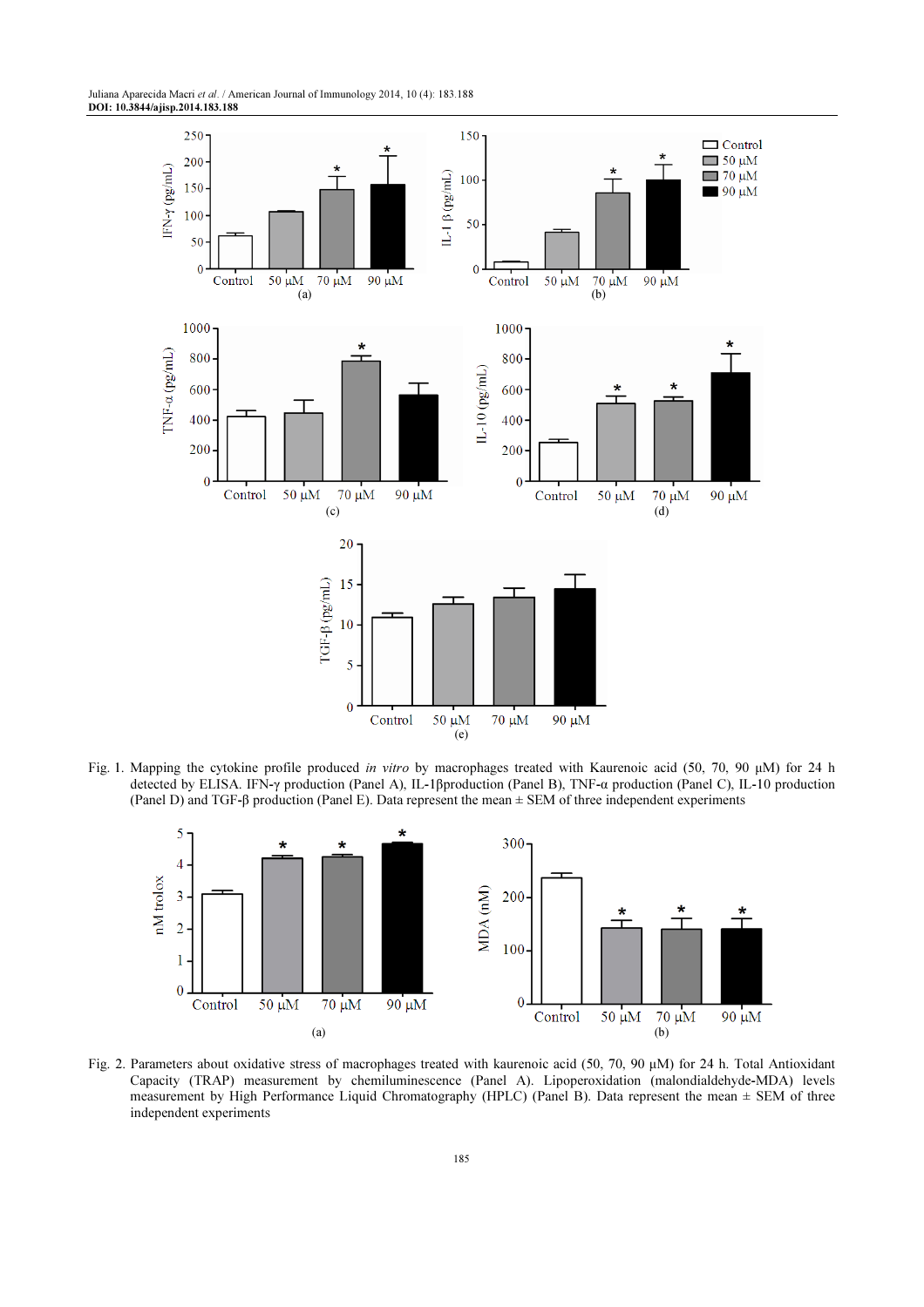Fig. 1. Mapping the cytokine profile produced *in vitro* by macrophages treated with Kaurenoic acid (50, 70, 90 μM) for 24 h detected by ELISA. IFN-γ production (Panel A), IL-1βproduction (Panel B), TNF-α production (Panel C), IL-10 production (Panel D) and TGF-β production (Panel E). Data represent the mean ± SEM of three independent experiments

Fig. 2. Parameters about oxidative stress of macrophages treated with kaurenoic acid (50, 70, 90 μM) for 24 h. Total Antioxidant Capacity (TRAP) measurement by chemiluminescence (Panel A). Lipoperoxidation (malondialdehyde-MDA) levels measurement by High Performance Liquid Chromatography (HPLC) (Panel B). Data represent the mean ± SEM of three independent experiments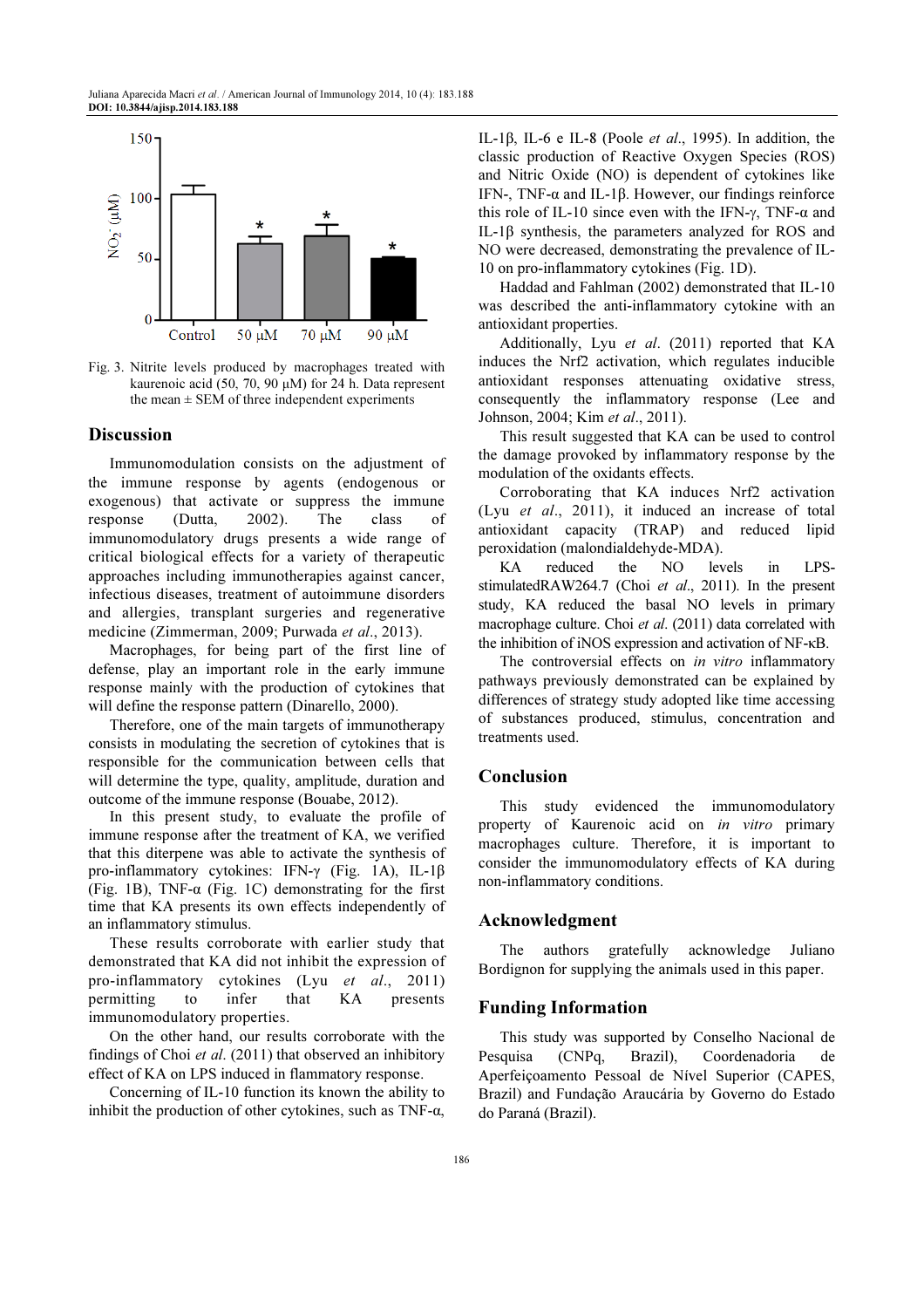Fig. 3. Nitrite levels produced by macrophages treated with kaurenoic acid (50, 70, 90 μM) for 24 h. Data represent the mean ± SEM of three independent experiments

## Discussion

Immunomodulation consists on the adjustment of the immune response by agents (endogenous or exogenous) that activate or suppress the immune response (Dutta, 2002). The class of immunomodulatory drugs presents a wide range of critical biological effects for a variety of therapeutic approaches including immunotherapies against cancer, infectious diseases, treatment of autoimmune disorders and allergies, transplant surgeries and regenerative medicine (Zimmerman, 2009; Purwada *et al*., 2013).

Macrophages, for being part of the first line of defense, play an important role in the early immune response mainly with the production of cytokines that will define the response pattern (Dinarello, 2000).

Therefore, one of the main targets of immunotherapy consists in modulating the secretion of cytokines that is responsible for the communication between cells that will determine the type, quality, amplitude, duration and outcome of the immune response (Bouabe, 2012).

In this present study, to evaluate the profile of immune response after the treatment of KA, we verified that this diterpene was able to activate the synthesis of pro-inflammatory cytokines: IFN-γ (Fig. 1A), IL-1β (Fig. 1B), TNF-α (Fig. 1C) demonstrating for the first time that KA presents its own effects independently of an inflammatory stimulus.

These results corroborate with earlier study that demonstrated that KA did not inhibit the expression of pro-inflammatory cytokines (Lyu *et al*., 2011) permitting to infer that KA presents immunomodulatory properties.

On the other hand, our results corroborate with the findings of Choi *et al*. (2011) that observed an inhibitory effect of KA on LPS induced in flammatory response.

Concerning of IL-10 function its known the ability to inhibit the production of other cytokines, such as TNF-α, IL-1β, IL-6 e IL-8 (Poole *et al*., 1995). In addition, the classic production of Reactive Oxygen Species (ROS) and Nitric Oxide (NO) is dependent of cytokines like IFN-, TNF-α and IL-1β. However, our findings reinforce this role of IL-10 since even with the IFN-γ, TNF-α and IL-1β synthesis, the parameters analyzed for ROS and NO were decreased, demonstrating the prevalence of IL-10 on pro-inflammatory cytokines (Fig. 1D).

Haddad and Fahlman (2002) demonstrated that IL-10 was described the anti-inflammatory cytokine with an antioxidant properties.

Additionally, Lyu *et al*. (2011) reported that KA induces the Nrf2 activation, which regulates inducible antioxidant responses attenuating oxidative stress, consequently the inflammatory response (Lee and Johnson, 2004; Kim *et al*., 2011).

This result suggested that KA can be used to control the damage provoked by inflammatory response by the modulation of the oxidants effects.

Corroborating that KA induces Nrf2 activation (Lyu *et al*., 2011), it induced an increase of total antioxidant capacity (TRAP) and reduced lipid peroxidation (malondialdehyde-MDA).

KA reduced the NO levels in LPS-stimulatedRAW264.7 (Choi *et al*., 2011). In the present study, KA reduced the basal NO levels in primary macrophage culture. Choi *et al*. (2011) data correlated with the inhibition of iNOS expression and activation of NF-κB.

The controversial effects on *in vitro* inflammatory pathways previously demonstrated can be explained by differences of strategy study adopted like time accessing of substances produced, stimulus, concentration and treatments used.

## Conclusion

This study evidenced the immunomodulatory property of Kaurenoic acid on *in vitro* primary macrophages culture. Therefore, it is important to consider the immunomodulatory effects of KA during non-inflammatory conditions.

## Acknowledgment

The authors gratefully acknowledge Juliano Bordignon for supplying the animals used in this paper.

## Funding Information

This study was supported by Conselho Nacional de Pesquisa (CNPq, Brazil), Coordenadoria de Aperfeiçoamento Pessoal de Nível Superior (CAPES, Brazil) and Fundação Araucária by Governo do Estado do Paraná (Brazil).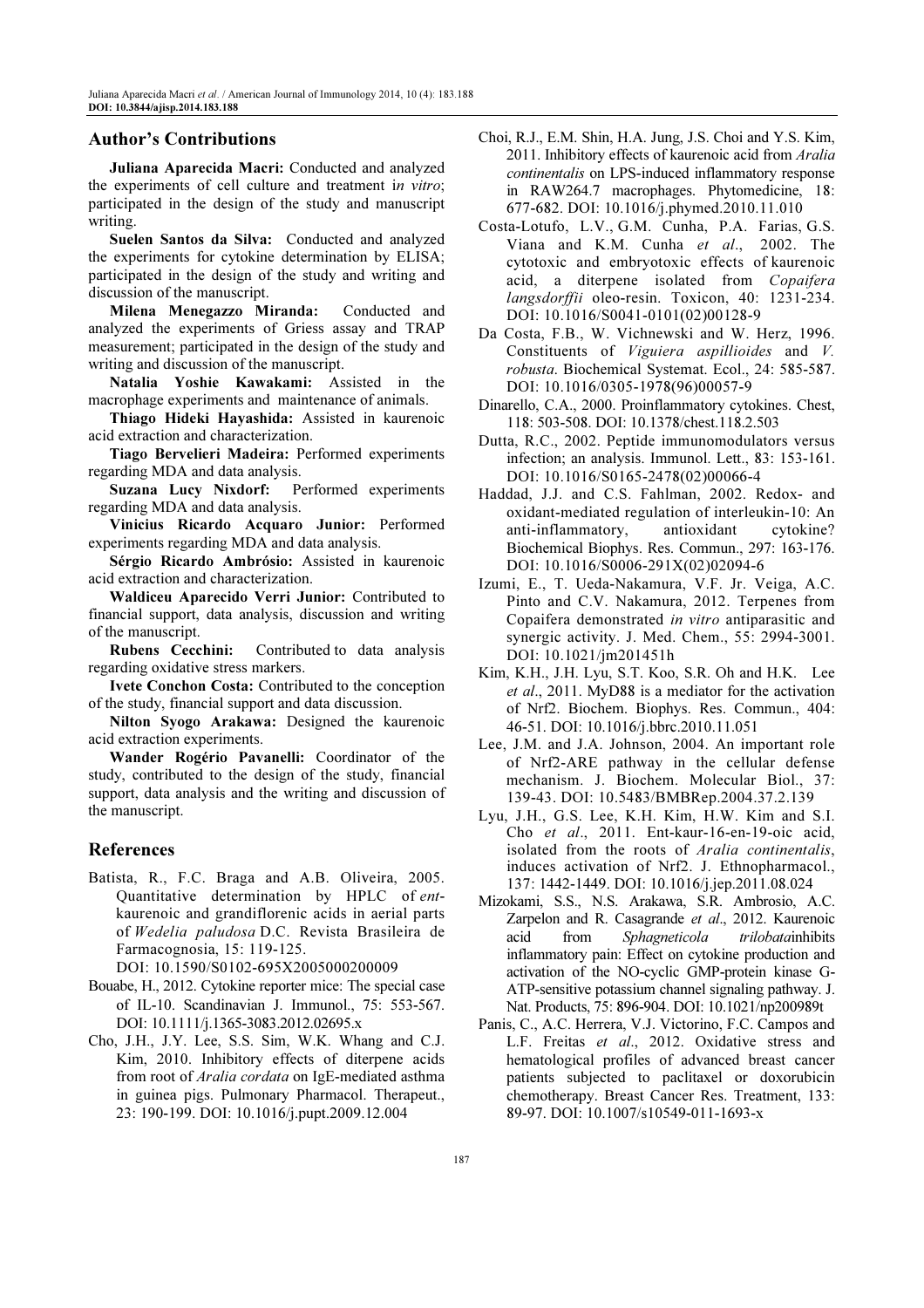## Author's Contributions

**Juliana Aparecida Macri:** Conducted and analyzed the experiments of cell culture and treatment i*n vitro*; participated in the design of the study and manuscript writing.

**Suelen Santos da Silva:** Conducted and analyzed the experiments for cytokine determination by ELISA; participated in the design of the study and writing and discussion of the manuscript.

**Milena Menegazzo Miranda:** Conducted and analyzed the experiments of Griess assay and TRAP measurement; participated in the design of the study and writing and discussion of the manuscript.

**Natalia Yoshie Kawakami:** Assisted in the macrophage experiments and maintenance of animals.

**Thiago Hideki Hayashida:** Assisted in kaurenoic acid extraction and characterization.

**Tiago Bervelieri Madeira:** Performed experiments regarding MDA and data analysis.

**Suzana Lucy Nixdorf:** Performed experiments regarding MDA and data analysis.

**Vinicius Ricardo Acquaro Junior:** Performed experiments regarding MDA and data analysis.

**Sérgio Ricardo Ambrósio:** Assisted in kaurenoic acid extraction and characterization.

**Waldiceu Aparecido Verri Junior:** Contributed to financial support, data analysis, discussion and writing of the manuscript.

**Rubens Cecchini:** Contributed to data analysis regarding oxidative stress markers.

**Ivete Conchon Costa:** Contributed to the conception of the study, financial support and data discussion.

**Nilton Syogo Arakawa:** Designed the kaurenoic acid extraction experiments.

**Wander Rogério Pavanelli:** Coordinator of the study, contributed to the design of the study, financial support, data analysis and the writing and discussion of the manuscript.

## References

Batista, R., F.C. Braga and A.B. Oliveira, 2005. Quantitative determination by HPLC of *ent*-kaurenoic and grandiflorenic acids in aerial parts of *Wedelia paludosa* D.C. Revista Brasileira de Farmacognosia, 15: 119-125. DOI: 10.1590/S0102-695X2005000200009

Bouabe, H., 2012. Cytokine reporter mice: The special case of IL-10. Scandinavian J. Immunol., 75: 553-567. DOI: 10.1111/j.1365-3083.2012.02695.x

Cho, J.H., J.Y. Lee, S.S. Sim, W.K. Whang and C.J. Kim, 2010. Inhibitory effects of diterpene acids from root of *Aralia cordata* on IgE-mediated asthma in guinea pigs. Pulmonary Pharmacol. Therapeut., 23: 190-199. DOI: 10.1016/j.pupt.2009.12.004

Choi, R.J., E.M. Shin, H.A. Jung, J.S. Choi and Y.S. Kim, 2011. Inhibitory effects of kaurenoic acid from *Aralia continentalis* on LPS-induced inflammatory response in RAW264.7 macrophages. Phytomedicine, 18: 677-682. DOI: 10.1016/j.phymed.2010.11.010

Costa-Lotufo, L.V., G.M. Cunha, P.A. Farias, G.S. Viana and K.M. Cunha *et al*., 2002. The cytotoxic and embryotoxic effects of kaurenoic acid, a diterpene isolated from *Copaifera langsdorffii* oleo-resin. Toxicon, 40: 1231-234. DOI: 10.1016/S0041-0101(02)00128-9

Da Costa, F.B., W. Vichnewski and W. Herz, 1996. Constituents of *Viguiera aspillioides* and *V. robusta*. Biochemical Systemat. Ecol., 24: 585-587. DOI: 10.1016/0305-1978(96)00057-9

Dinarello, C.A., 2000. Proinflammatory cytokines. Chest, 118: 503-508. DOI: 10.1378/chest.118.2.503

Dutta, R.C., 2002. Peptide immunomodulators versus infection; an analysis. Immunol. Lett., 83: 153-161. DOI: 10.1016/S0165-2478(02)00066-4

Haddad, J.J. and C.S. Fahlman, 2002. Redox- and oxidant-mediated regulation of interleukin-10: An anti-inflammatory, antioxidant cytokine? Biochemical Biophys. Res. Commun., 297: 163-176. DOI: 10.1016/S0006-291X(02)02094-6

Izumi, E., T. Ueda-Nakamura, V.F. Jr. Veiga, A.C. Pinto and C.V. Nakamura, 2012. Terpenes from Copaifera demonstrated *in vitro* antiparasitic and synergic activity. J. Med. Chem., 55: 2994-3001. DOI: 10.1021/jm201451h

Kim, K.H., J.H. Lyu, S.T. Koo, S.R. Oh and H.K. Lee *et al*., 2011. MyD88 is a mediator for the activation of Nrf2. Biochem. Biophys. Res. Commun., 404: 46-51. DOI: 10.1016/j.bbrc.2010.11.051

Lee, J.M. and J.A. Johnson, 2004. An important role of Nrf2-ARE pathway in the cellular defense mechanism. J. Biochem. Molecular Biol., 37: 139-43. DOI: 10.5483/BMBRep.2004.37.2.139

Lyu, J.H., G.S. Lee, K.H. Kim, H.W. Kim and S.I. Cho *et al*., 2011. Ent-kaur-16-en-19-oic acid, isolated from the roots of *Aralia continentalis*, induces activation of Nrf2. J. Ethnopharmacol., 137: 1442-1449. DOI: 10.1016/j.jep.2011.08.024

Mizokami, S.S., N.S. Arakawa, S.R. Ambrosio, A.C. Zarpelon and R. Casagrande *et al*., 2012. Kaurenoic acid from *Sphagneticola trilobata*inhibits inflammatory pain: Effect on cytokine production and activation of the NO-cyclic GMP-protein kinase G-ATP-sensitive potassium channel signaling pathway. J. Nat. Products, 75: 896-904. DOI: 10.1021/np200989t

Panis, C., A.C. Herrera, V.J. Victorino, F.C. Campos and L.F. Freitas *et al*., 2012. Oxidative stress and hematological profiles of advanced breast cancer patients subjected to paclitaxel or doxorubicin chemotherapy. Breast Cancer Res. Treatment, 133: 89-97. DOI: 10.1007/s10549-011-1693-x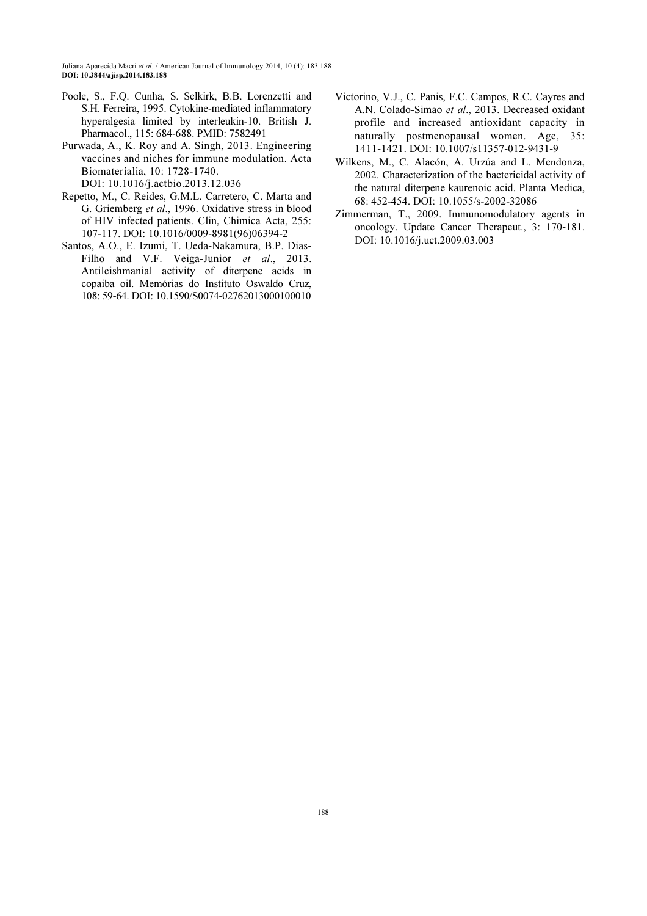Poole, S., F.Q. Cunha, S. Selkirk, B.B. Lorenzetti and S.H. Ferreira, 1995. Cytokine-mediated inflammatory hyperalgesia limited by interleukin-10. British J. Pharmacol., 115: 684-688. PMID: 7582491

Purwada, A., K. Roy and A. Singh, 2013. Engineering vaccines and niches for immune modulation. Acta Biomaterialia, 10: 1728-1740. DOI: 10.1016/j.actbio.2013.12.036

Repetto, M., C. Reides, G.M.L. Carretero, C. Marta and G. Griemberg *et al*., 1996. Oxidative stress in blood of HIV infected patients. Clin, Chimica Acta, 255: 107-117. DOI: 10.1016/0009-8981(96)06394-2

Santos, A.O., E. Izumi, T. Ueda-Nakamura, B.P. Dias-Filho and V.F. Veiga-Junior *et al*., 2013. Antileishmanial activity of diterpene acids in copaiba oil. Memórias do Instituto Oswaldo Cruz, 108: 59-64. DOI: 10.1590/S0074-02762013000100010

Victorino, V.J., C. Panis, F.C. Campos, R.C. Cayres and A.N. Colado-Simao *et al*., 2013. Decreased oxidant profile and increased antioxidant capacity in naturally postmenopausal women. Age, 35: 1411-1421. DOI: 10.1007/s11357-012-9431-9

Wilkens, M., C. Alacón, A. Urzúa and L. Mendonza, 2002. Characterization of the bactericidal activity of the natural diterpene kaurenoic acid. Planta Medica, 68: 452-454. DOI: 10.1055/s-2002-32086

Zimmerman, T., 2009. Immunomodulatory agents in oncology. Update Cancer Therapeut., 3: 170-181. DOI: 10.1016/j.uct.2009.03.003